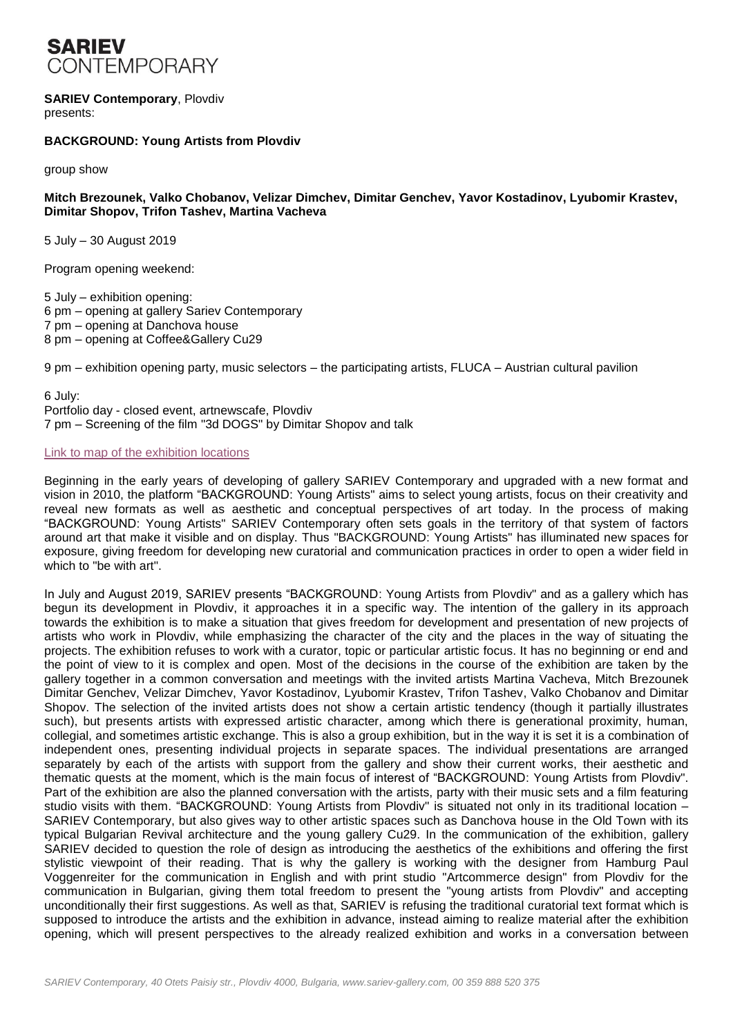# SARIEV CONTEMPORARY

**SARIEV Contemporary**, Plovdiv
presents:

**BACKGROUND: Young Artists from Plovdiv**

group show

**Mitch Brezounek, Valko Chobanov, Velizar Dimchev, Dimitar Genchev, Yavor Kostadinov, Lyubomir Krastev, Dimitar Shopov, Trifon Tashev, Martina Vacheva**

5 July – 30 August 2019

Program opening weekend:

5 July – exhibition opening:
6 pm – opening at gallery Sariev Contemporary
7 pm – opening at Danchova house
8 pm – opening at Coffee&Gallery Cu29

9 pm – exhibition opening party, music selectors – the participating artists, FLUCA – Austrian cultural pavilion

6 July:
Portfolio day - closed event, artnewscafe, Plovdiv
7 pm – Screening of the film "3d DOGS" by Dimitar Shopov and talk

Link to map of the exhibition locations

Beginning in the early years of developing of gallery SARIEV Contemporary and upgraded with a new format and vision in 2010, the platform "BACKGROUND: Young Artists" aims to select young artists, focus on their creativity and reveal new formats as well as aesthetic and conceptual perspectives of art today. In the process of making "BACKGROUND: Young Artists" SARIEV Contemporary often sets goals in the territory of that system of factors around art that make it visible and on display. Thus "BACKGROUND: Young Artists" has illuminated new spaces for exposure, giving freedom for developing new curatorial and communication practices in order to open a wider field in which to "be with art".

In July and August 2019, SARIEV presents "BACKGROUND: Young Artists from Plovdiv" and as a gallery which has begun its development in Plovdiv, it approaches it in a specific way. The intention of the gallery in its approach towards the exhibition is to make a situation that gives freedom for development and presentation of new projects of artists who work in Plovdiv, while emphasizing the character of the city and the places in the way of situating the projects. The exhibition refuses to work with a curator, topic or particular artistic focus. It has no beginning or end and the point of view to it is complex and open. Most of the decisions in the course of the exhibition are taken by the gallery together in a common conversation and meetings with the invited artists Martina Vacheva, Mitch Brezounek Dimitar Genchev, Velizar Dimchev, Yavor Kostadinov, Lyubomir Krastev, Trifon Tashev, Valko Chobanov and Dimitar Shopov. The selection of the invited artists does not show a certain artistic tendency (though it partially illustrates such), but presents artists with expressed artistic character, among which there is generational proximity, human, collegial, and sometimes artistic exchange. This is also a group exhibition, but in the way it is set it is a combination of independent ones, presenting individual projects in separate spaces. The individual presentations are arranged separately by each of the artists with support from the gallery and show their current works, their aesthetic and thematic quests at the moment, which is the main focus of interest of "BACKGROUND: Young Artists from Plovdiv". Part of the exhibition are also the planned conversation with the artists, party with their music sets and a film featuring studio visits with them. "BACKGROUND: Young Artists from Plovdiv" is situated not only in its traditional location – SARIEV Contemporary, but also gives way to other artistic spaces such as Danchova house in the Old Town with its typical Bulgarian Revival architecture and the young gallery Cu29. In the communication of the exhibition, gallery SARIEV decided to question the role of design as introducing the aesthetics of the exhibitions and offering the first stylistic viewpoint of their reading. That is why the gallery is working with the designer from Hamburg Paul Voggenreiter for the communication in English and with print studio "Artcommerce design" from Plovdiv for the communication in Bulgarian, giving them total freedom to present the "young artists from Plovdiv" and accepting unconditionally their first suggestions. As well as that, SARIEV is refusing the traditional curatorial text format which is supposed to introduce the artists and the exhibition in advance, instead aiming to realize material after the exhibition opening, which will present perspectives to the already realized exhibition and works in a conversation between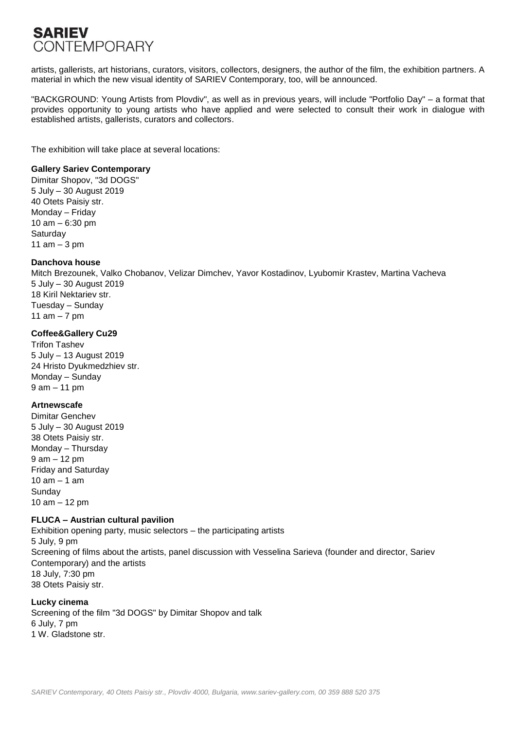artists, gallerists, art historians, curators, visitors, collectors, designers, the author of the film, the exhibition partners. A material in which the new visual identity of SARIEV Contemporary, too, will be announced.

"BACKGROUND: Young Artists from Plovdiv", as well as in previous years, will include "Portfolio Day" – a format that provides opportunity to young artists who have applied and were selected to consult their work in dialogue with established artists, gallerists, curators and collectors.

The exhibition will take place at several locations:

**Gallery Sariev Contemporary**
Dimitar Shopov, "3d DOGS"
5 July – 30 August 2019
40 Otets Paisiy str.
Monday – Friday
10 am – 6:30 pm
Saturday
11 am – 3 pm

**Danchova house**
Mitch Brezounek, Valko Chobanov, Velizar Dimchev, Yavor Kostadinov, Lyubomir Krastev, Martina Vacheva
5 July – 30 August 2019
18 Kiril Nektariev str.
Tuesday – Sunday
11 am – 7 pm

**Coffee&Gallery Cu29**
Trifon Tashev
5 July – 13 August 2019
24 Hristo Dyukmedzhiev str.
Monday – Sunday
9 am – 11 pm

**Artnewscafe**
Dimitar Genchev
5 July – 30 August 2019
38 Otets Paisiy str.
Monday – Thursday
9 am – 12 pm
Friday and Saturday
10 am – 1 am
Sunday
10 am – 12 pm

**FLUCA – Austrian cultural pavilion**
Exhibition opening party, music selectors – the participating artists
5 July, 9 pm
Screening of films about the artists, panel discussion with Vesselina Sarieva (founder and director, Sariev Contemporary) and the artists
18 July, 7:30 pm
38 Otets Paisiy str.

**Lucky cinema**
Screening of the film "3d DOGS" by Dimitar Shopov and talk
6 July, 7 pm
1 W. Gladstone str.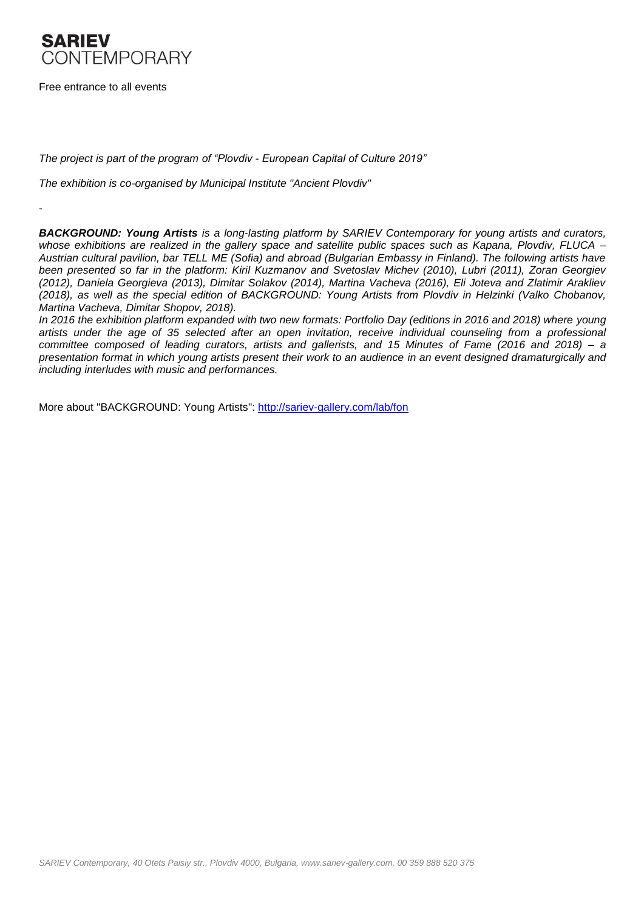Free entrance to all events

*The project is part of the program of "Plovdiv - European Capital of Culture 2019"*

*The exhibition is co-organised by Municipal Institute "Ancient Plovdiv"*

-

***BACKGROUND: Young Artists** is a long-lasting platform by SARIEV Contemporary for young artists and curators, whose exhibitions are realized in the gallery space and satellite public spaces such as Kapana, Plovdiv, FLUCA – Austrian cultural pavilion, bar TELL ME (Sofia) and abroad (Bulgarian Embassy in Finland). The following artists have been presented so far in the platform: Kiril Kuzmanov and Svetoslav Michev (2010), Lubri (2011), Zoran Georgiev (2012), Daniela Georgieva (2013), Dimitar Solakov (2014), Martina Vacheva (2016), Eli Joteva and Zlatimir Arakliev (2018), as well as the special edition of BACKGROUND: Young Artists from Plovdiv in Helzinki (Valko Chobanov, Martina Vacheva, Dimitar Shopov, 2018).*

*In 2016 the exhibition platform expanded with two new formats: Portfolio Day (editions in 2016 and 2018) where young artists under the age of 35 selected after an open invitation, receive individual counseling from a professional committee composed of leading curators, artists and gallerists, and 15 Minutes of Fame (2016 and 2018) – a presentation format in which young artists present their work to an audience in an event designed dramaturgically and including interludes with music and performances.*

More about "BACKGROUND: Young Artists": [http://sariev-gallery.com/lab/fon](http://sariev-gallery.com/lab/fon)